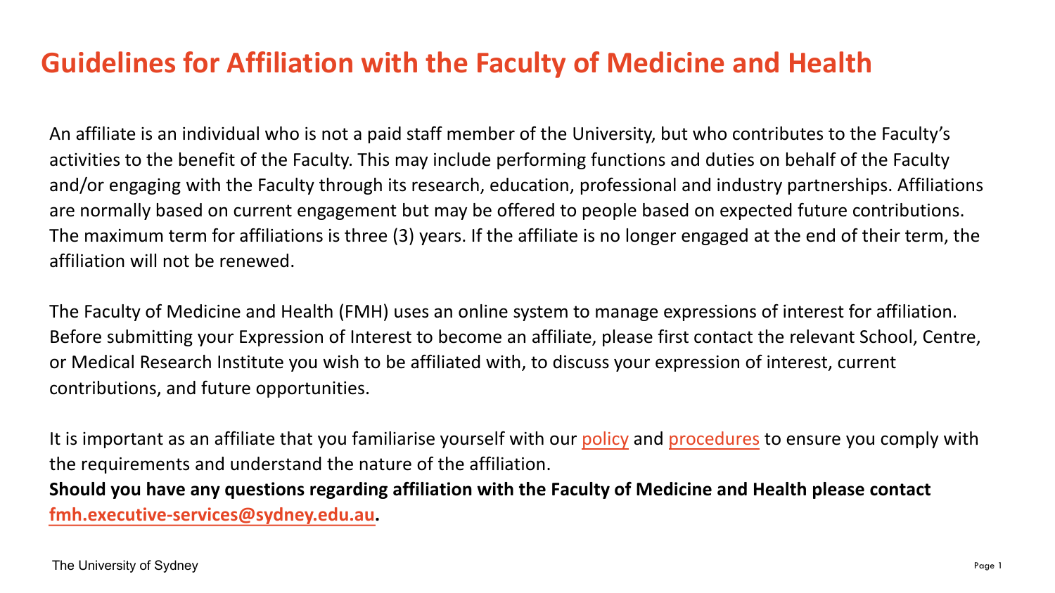# Guidelines for Affiliation with the Faculty of Medicine and Health

An affiliate is an individual who is not a paid staff member of the University, but who contributes to the Faculty's activities to the benefit of the Faculty. This may include performing functions and duties on behalf of the Faculty and/or engaging with the Faculty through its research, education, professional and industry partnerships. Affiliations are normally based on current engagement but may be offered to people based on expected future contributions. The maximum term for affiliations is three (3) years. If the affiliate is no longer engaged at the end of their term, the affiliation will not be renewed.

The Faculty of Medicine and Health (FMH) uses an online system to manage expressions of interest for affiliation. Before submitting your Expression of Interest to become an affiliate, please first contact the relevant School, Centre, or Medical Research Institute you wish to be affiliated with, to discuss your expression of interest, current contributions, and future opportunities.

It is important as an affiliate that you familiarise yourself with our policy and procedures to ensure you comply with the requirements and understand the nature of the affiliation.

**Should you have any questions regarding affiliation with the Faculty of Medicine and Health please contact fmh.executive-services@sydney.edu.au.**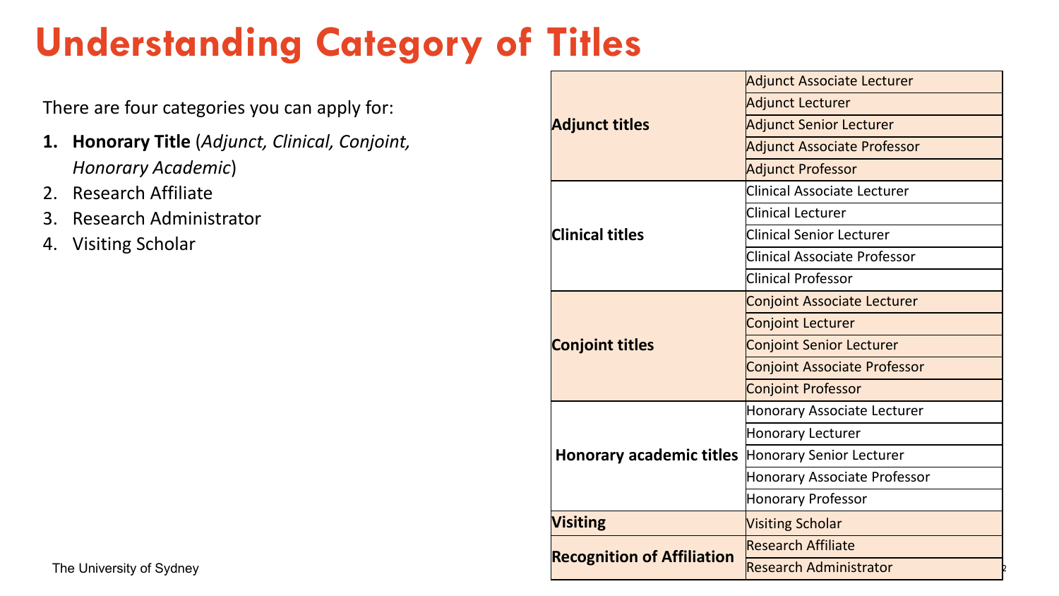# Understanding Category of Titles

There are four categories you can apply for:

1. **Honorary Title** (*Adjunct, Clinical, Conjoint, Honorary Academic*)
2. Research Affiliate
3. Research Administrator
4. Visiting Scholar

| Category | Title |
|---|---|
| **Adjunct titles** | Adjunct Associate Lecturer |
| | Adjunct Lecturer |
| | Adjunct Senior Lecturer |
| | Adjunct Associate Professor |
| | Adjunct Professor |
| **Clinical titles** | Clinical Associate Lecturer |
| | Clinical Lecturer |
| | Clinical Senior Lecturer |
| | Clinical Associate Professor |
| | Clinical Professor |
| **Conjoint titles** | Conjoint Associate Lecturer |
| | Conjoint Lecturer |
| | Conjoint Senior Lecturer |
| | Conjoint Associate Professor |
| | Conjoint Professor |
| **Honorary academic titles** | Honorary Associate Lecturer |
| | Honorary Lecturer |
| | Honorary Senior Lecturer |
| | Honorary Associate Professor |
| | Honorary Professor |
| **Visiting** | Visiting Scholar |
| **Recognition of Affiliation** | Research Affiliate |
| | Research Administrator |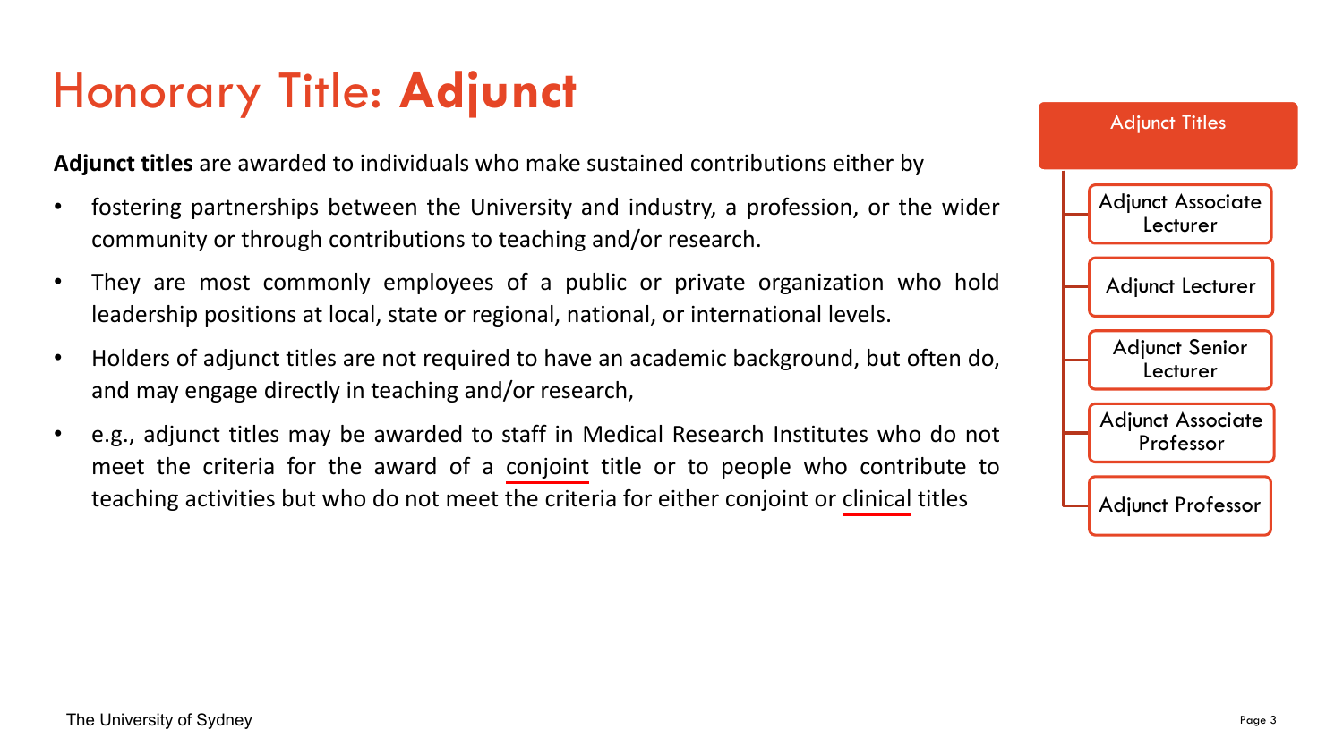# Honorary Title: **Adjunct**

**Adjunct titles** are awarded to individuals who make sustained contributions either by

- fostering partnerships between the University and industry, a profession, or the wider community or through contributions to teaching and/or research.
- They are most commonly employees of a public or private organization who hold leadership positions at local, state or regional, national, or international levels.
- Holders of adjunct titles are not required to have an academic background, but often do, and may engage directly in teaching and/or research,
- e.g., adjunct titles may be awarded to staff in Medical Research Institutes who do not meet the criteria for the award of a conjoint title or to people who contribute to teaching activities but who do not meet the criteria for either conjoint or clinical titles

**Adjunct Titles**

- Adjunct Associate Lecturer
- Adjunct Lecturer
- Adjunct Senior Lecturer
- Adjunct Associate Professor
- Adjunct Professor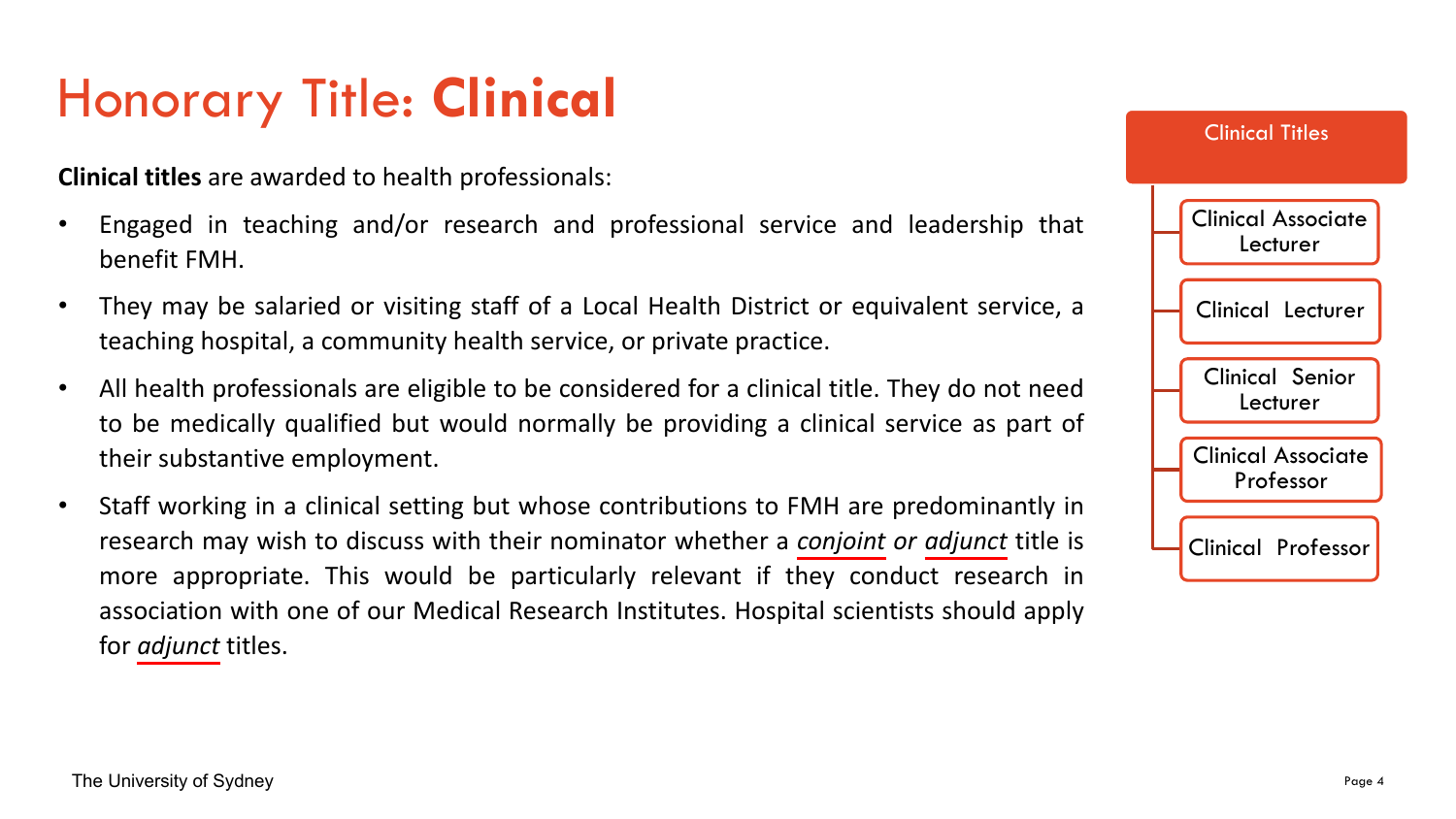# Honorary Title: **Clinical**

**Clinical titles** are awarded to health professionals:

- Engaged in teaching and/or research and professional service and leadership that benefit FMH.
- They may be salaried or visiting staff of a Local Health District or equivalent service, a teaching hospital, a community health service, or private practice.
- All health professionals are eligible to be considered for a clinical title. They do not need to be medically qualified but would normally be providing a clinical service as part of their substantive employment.
- Staff working in a clinical setting but whose contributions to FMH are predominantly in research may wish to discuss with their nominator whether a *conjoint or adjunct* title is more appropriate. This would be particularly relevant if they conduct research in association with one of our Medical Research Institutes. Hospital scientists should apply for *adjunct* titles.

**Clinical Titles**

- Clinical Associate Lecturer
- Clinical Lecturer
- Clinical Senior Lecturer
- Clinical Associate Professor
- Clinical Professor

The University of Sydney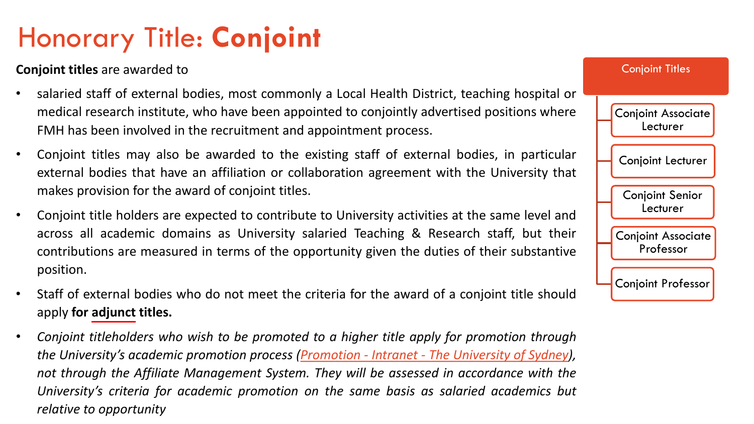# Honorary Title: **Conjoint**

**Conjoint titles** are awarded to

- salaried staff of external bodies, most commonly a Local Health District, teaching hospital or medical research institute, who have been appointed to conjointly advertised positions where FMH has been involved in the recruitment and appointment process.
- Conjoint titles may also be awarded to the existing staff of external bodies, in particular external bodies that have an affiliation or collaboration agreement with the University that makes provision for the award of conjoint titles.
- Conjoint title holders are expected to contribute to University activities at the same level and across all academic domains as University salaried Teaching & Research staff, but their contributions are measured in terms of the opportunity given the duties of their substantive position.
- Staff of external bodies who do not meet the criteria for the award of a conjoint title should apply **for adjunct titles.**
- *Conjoint titleholders who wish to be promoted to a higher title apply for promotion through the University's academic promotion process (Promotion - Intranet - The University of Sydney), not through the Affiliate Management System. They will be assessed in accordance with the University's criteria for academic promotion on the same basis as salaried academics but relative to opportunity*

**Conjoint Titles**

- Conjoint Associate Lecturer
- Conjoint Lecturer
- Conjoint Senior Lecturer
- Conjoint Associate Professor
- Conjoint Professor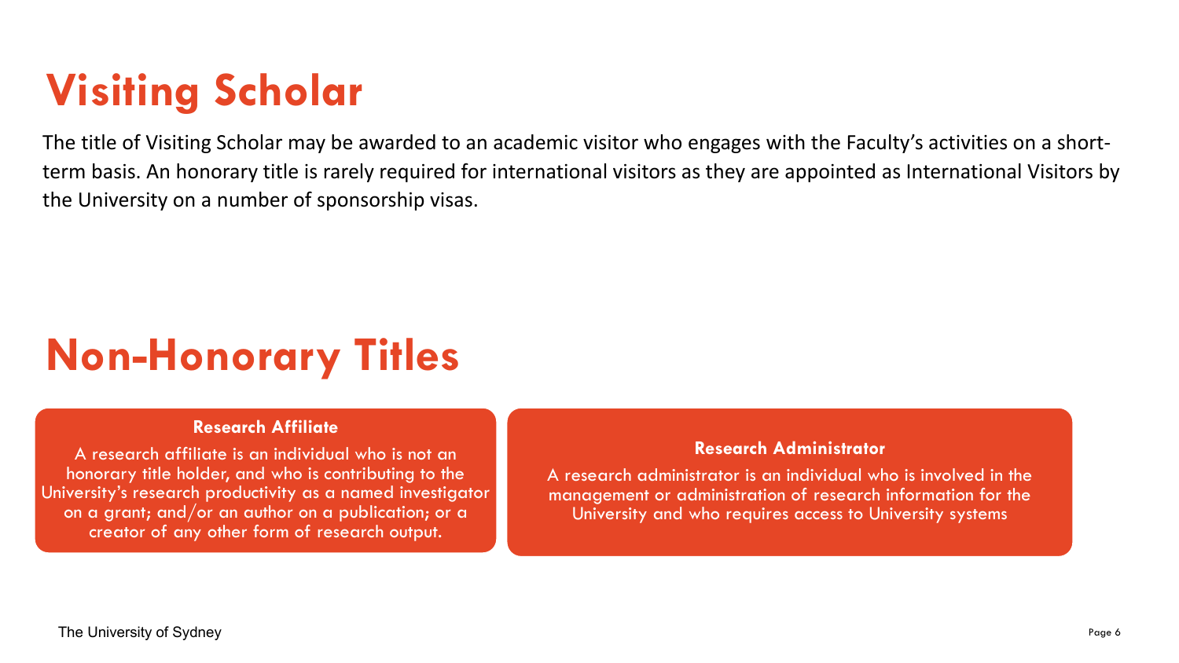# Visiting Scholar

The title of Visiting Scholar may be awarded to an academic visitor who engages with the Faculty's activities on a short-term basis. An honorary title is rarely required for international visitors as they are appointed as International Visitors by the University on a number of sponsorship visas.

# Non-Honorary Titles

**Research Affiliate**

A research affiliate is an individual who is not an honorary title holder, and who is contributing to the University's research productivity as a named investigator on a grant; and/or an author on a publication; or a creator of any other form of research output.

**Research Administrator**

A research administrator is an individual who is involved in the management or administration of research information for the University and who requires access to University systems